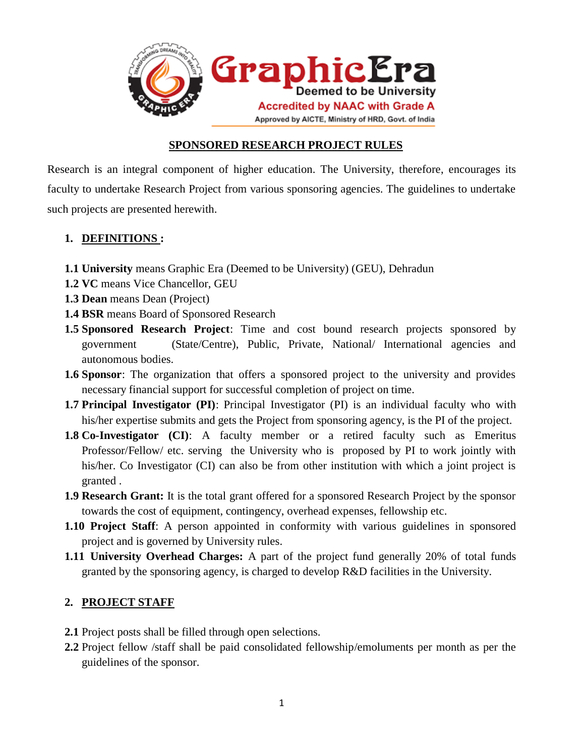GraphicEra

Deemed to be University

Accredited by NAAC with Grade A

Approved by AICTE, Ministry of HRD, Govt. of India

# SPONSORED RESEARCH PROJECT RULES

Research is an integral component of higher education. The University, therefore, encourages its faculty to undertake Research Project from various sponsoring agencies. The guidelines to undertake such projects are presented herewith.

## 1. DEFINITIONS :

**1.1 University** means Graphic Era (Deemed to be University) (GEU), Dehradun

**1.2 VC** means Vice Chancellor, GEU

**1.3 Dean** means Dean (Project)

**1.4 BSR** means Board of Sponsored Research

**1.5 Sponsored Research Project**: Time and cost bound research projects sponsored by government (State/Centre), Public, Private, National/ International agencies and autonomous bodies.

**1.6 Sponsor**: The organization that offers a sponsored project to the university and provides necessary financial support for successful completion of project on time.

**1.7 Principal Investigator (PI)**: Principal Investigator (PI) is an individual faculty who with his/her expertise submits and gets the Project from sponsoring agency, is the PI of the project.

**1.8 Co-Investigator (CI)**: A faculty member or a retired faculty such as Emeritus Professor/Fellow/ etc. serving the University who is proposed by PI to work jointly with his/her. Co Investigator (CI) can also be from other institution with which a joint project is granted .

**1.9 Research Grant:** It is the total grant offered for a sponsored Research Project by the sponsor towards the cost of equipment, contingency, overhead expenses, fellowship etc.

**1.10 Project Staff**: A person appointed in conformity with various guidelines in sponsored project and is governed by University rules.

**1.11 University Overhead Charges:** A part of the project fund generally 20% of total funds granted by the sponsoring agency, is charged to develop R&D facilities in the University.

## 2. PROJECT STAFF

**2.1** Project posts shall be filled through open selections.

**2.2** Project fellow /staff shall be paid consolidated fellowship/emoluments per month as per the guidelines of the sponsor.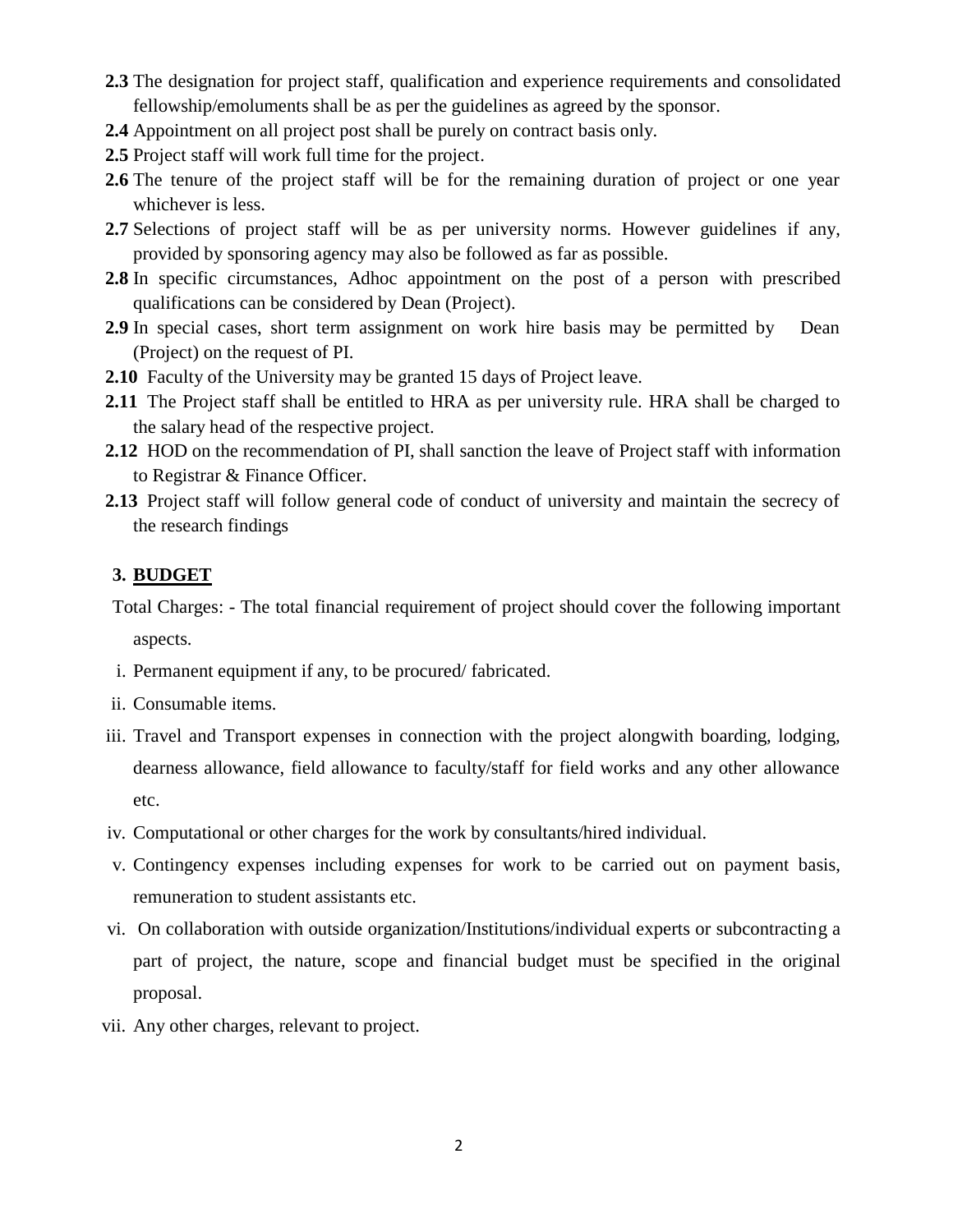**2.3** The designation for project staff, qualification and experience requirements and consolidated fellowship/emoluments shall be as per the guidelines as agreed by the sponsor.

**2.4** Appointment on all project post shall be purely on contract basis only.

**2.5** Project staff will work full time for the project.

**2.6** The tenure of the project staff will be for the remaining duration of project or one year whichever is less.

**2.7** Selections of project staff will be as per university norms. However guidelines if any, provided by sponsoring agency may also be followed as far as possible.

**2.8** In specific circumstances, Adhoc appointment on the post of a person with prescribed qualifications can be considered by Dean (Project).

**2.9** In special cases, short term assignment on work hire basis may be permitted by Dean (Project) on the request of PI.

**2.10** Faculty of the University may be granted 15 days of Project leave.

**2.11** The Project staff shall be entitled to HRA as per university rule. HRA shall be charged to the salary head of the respective project.

**2.12** HOD on the recommendation of PI, shall sanction the leave of Project staff with information to Registrar & Finance Officer.

**2.13** Project staff will follow general code of conduct of university and maintain the secrecy of the research findings

## 3. BUDGET

Total Charges: - The total financial requirement of project should cover the following important aspects.

i. Permanent equipment if any, to be procured/ fabricated.

ii. Consumable items.

iii. Travel and Transport expenses in connection with the project alongwith boarding, lodging, dearness allowance, field allowance to faculty/staff for field works and any other allowance etc.

iv. Computational or other charges for the work by consultants/hired individual.

v. Contingency expenses including expenses for work to be carried out on payment basis, remuneration to student assistants etc.

vi. On collaboration with outside organization/Institutions/individual experts or subcontracting a part of project, the nature, scope and financial budget must be specified in the original proposal.

vii. Any other charges, relevant to project.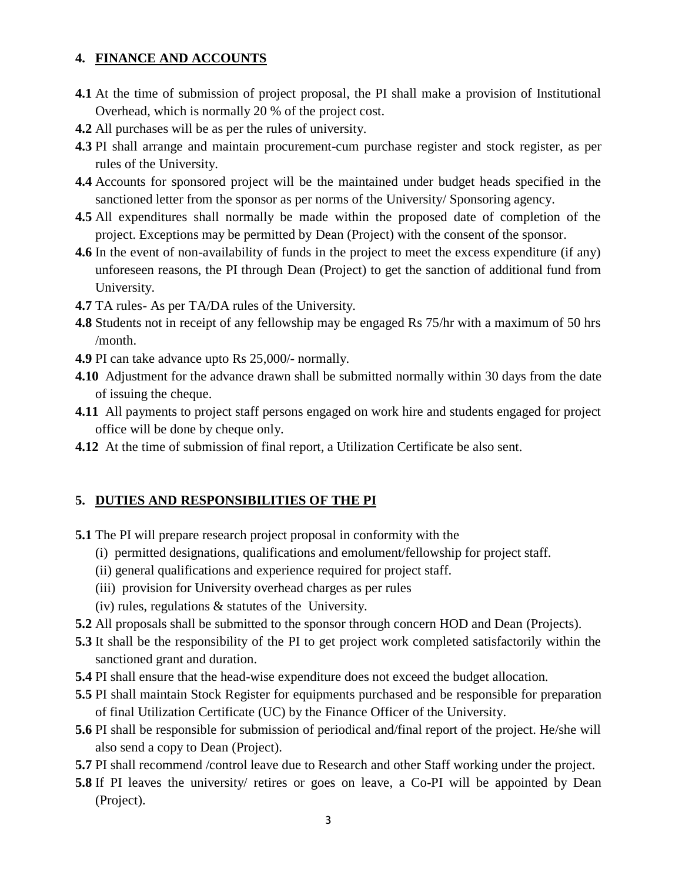## 4. FINANCE AND ACCOUNTS

**4.1** At the time of submission of project proposal, the PI shall make a provision of Institutional Overhead, which is normally 20 % of the project cost.

**4.2** All purchases will be as per the rules of university.

**4.3** PI shall arrange and maintain procurement-cum purchase register and stock register, as per rules of the University.

**4.4** Accounts for sponsored project will be the maintained under budget heads specified in the sanctioned letter from the sponsor as per norms of the University/ Sponsoring agency.

**4.5** All expenditures shall normally be made within the proposed date of completion of the project. Exceptions may be permitted by Dean (Project) with the consent of the sponsor.

**4.6** In the event of non-availability of funds in the project to meet the excess expenditure (if any) unforeseen reasons, the PI through Dean (Project) to get the sanction of additional fund from University.

**4.7** TA rules- As per TA/DA rules of the University.

**4.8** Students not in receipt of any fellowship may be engaged Rs 75/hr with a maximum of 50 hrs /month.

**4.9** PI can take advance upto Rs 25,000/- normally.

**4.10** Adjustment for the advance drawn shall be submitted normally within 30 days from the date of issuing the cheque.

**4.11** All payments to project staff persons engaged on work hire and students engaged for project office will be done by cheque only.

**4.12** At the time of submission of final report, a Utilization Certificate be also sent.

## 5. DUTIES AND RESPONSIBILITIES OF THE PI

**5.1** The PI will prepare research project proposal in conformity with the

(i) permitted designations, qualifications and emolument/fellowship for project staff.

(ii) general qualifications and experience required for project staff.

(iii) provision for University overhead charges as per rules

(iv) rules, regulations & statutes of the University.

**5.2** All proposals shall be submitted to the sponsor through concern HOD and Dean (Projects).

**5.3** It shall be the responsibility of the PI to get project work completed satisfactorily within the sanctioned grant and duration.

**5.4** PI shall ensure that the head-wise expenditure does not exceed the budget allocation.

**5.5** PI shall maintain Stock Register for equipments purchased and be responsible for preparation of final Utilization Certificate (UC) by the Finance Officer of the University.

**5.6** PI shall be responsible for submission of periodical and/final report of the project. He/she will also send a copy to Dean (Project).

**5.7** PI shall recommend /control leave due to Research and other Staff working under the project.

**5.8** If PI leaves the university/ retires or goes on leave, a Co-PI will be appointed by Dean (Project).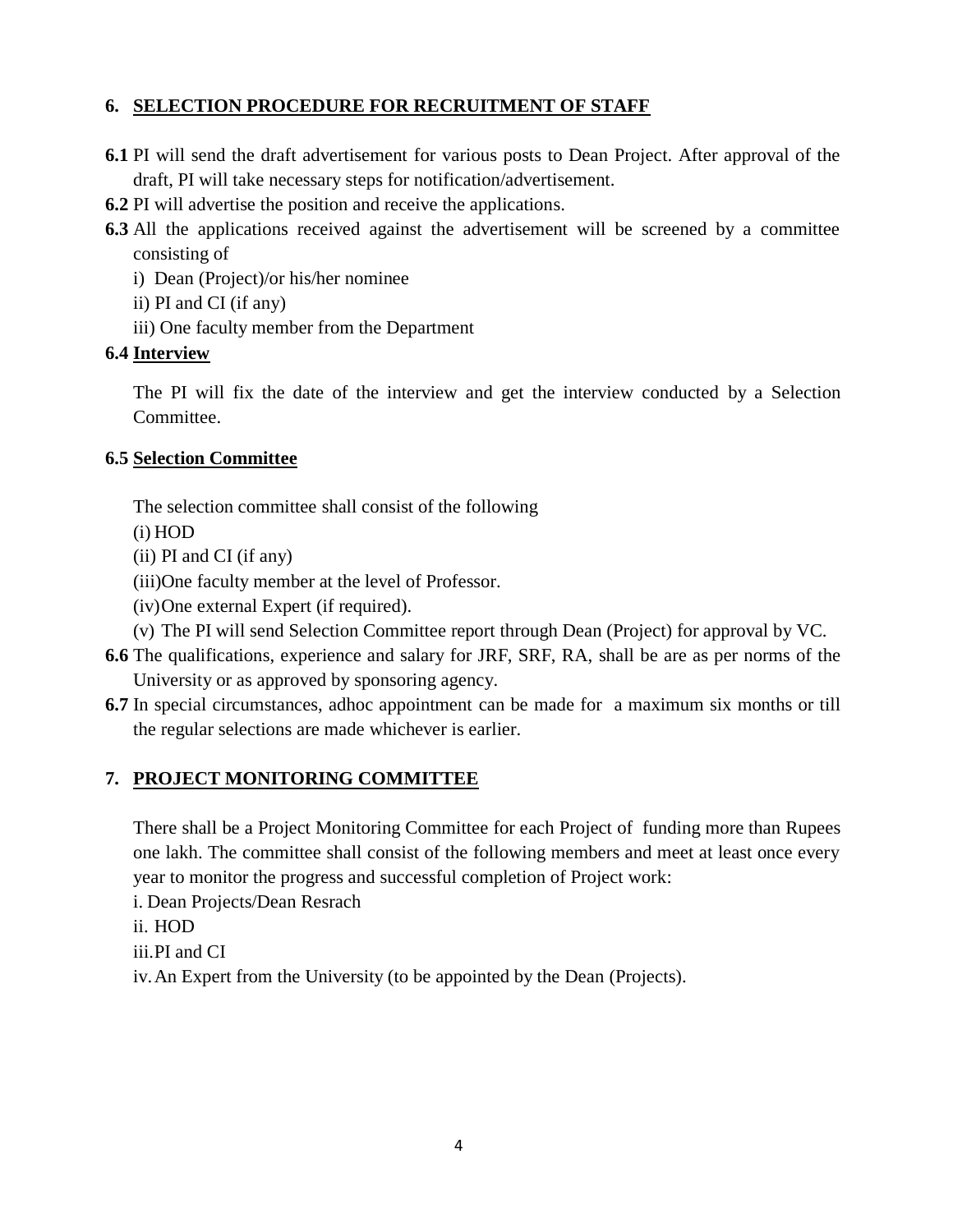## 6. SELECTION PROCEDURE FOR RECRUITMENT OF STAFF

**6.1** PI will send the draft advertisement for various posts to Dean Project. After approval of the draft, PI will take necessary steps for notification/advertisement.

**6.2** PI will advertise the position and receive the applications.

**6.3** All the applications received against the advertisement will be screened by a committee consisting of

i) Dean (Project)/or his/her nominee

ii) PI and CI (if any)

iii) One faculty member from the Department

**6.4 Interview**

The PI will fix the date of the interview and get the interview conducted by a Selection Committee.

**6.5 Selection Committee**

The selection committee shall consist of the following

(i) HOD

(ii) PI and CI (if any)

(iii) One faculty member at the level of Professor.

(iv) One external Expert (if required).

(v) The PI will send Selection Committee report through Dean (Project) for approval by VC.

**6.6** The qualifications, experience and salary for JRF, SRF, RA, shall be are as per norms of the University or as approved by sponsoring agency.

**6.7** In special circumstances, adhoc appointment can be made for a maximum six months or till the regular selections are made whichever is earlier.

## 7. PROJECT MONITORING COMMITTEE

There shall be a Project Monitoring Committee for each Project of funding more than Rupees one lakh. The committee shall consist of the following members and meet at least once every year to monitor the progress and successful completion of Project work:

i. Dean Projects/Dean Resrach

ii. HOD

iii. PI and CI

iv. An Expert from the University (to be appointed by the Dean (Projects).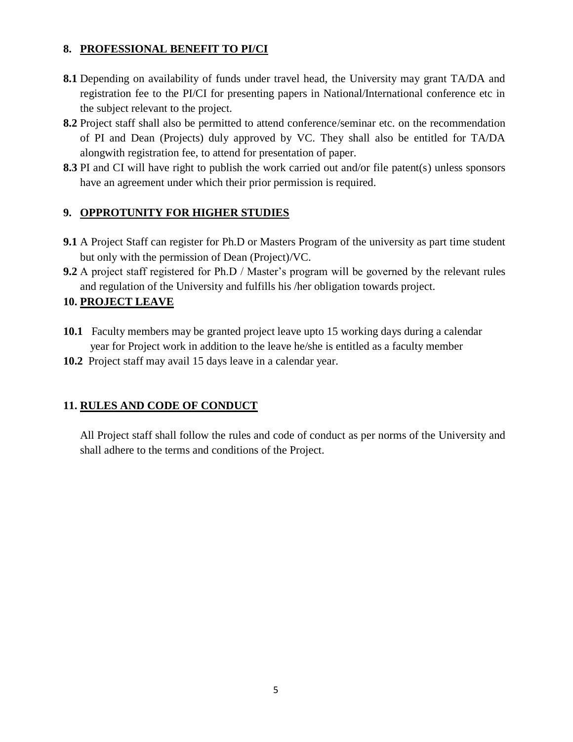## 8. PROFESSIONAL BENEFIT TO PI/CI

**8.1** Depending on availability of funds under travel head, the University may grant TA/DA and registration fee to the PI/CI for presenting papers in National/International conference etc in the subject relevant to the project.

**8.2** Project staff shall also be permitted to attend conference/seminar etc. on the recommendation of PI and Dean (Projects) duly approved by VC. They shall also be entitled for TA/DA alongwith registration fee, to attend for presentation of paper.

**8.3** PI and CI will have right to publish the work carried out and/or file patent(s) unless sponsors have an agreement under which their prior permission is required.

## 9. OPPROTUNITY FOR HIGHER STUDIES

**9.1** A Project Staff can register for Ph.D or Masters Program of the university as part time student but only with the permission of Dean (Project)/VC.

**9.2** A project staff registered for Ph.D / Master's program will be governed by the relevant rules and regulation of the University and fulfills his /her obligation towards project.

## 10. PROJECT LEAVE

**10.1** Faculty members may be granted project leave upto 15 working days during a calendar year for Project work in addition to the leave he/she is entitled as a faculty member

**10.2** Project staff may avail 15 days leave in a calendar year.

## 11. RULES AND CODE OF CONDUCT

All Project staff shall follow the rules and code of conduct as per norms of the University and shall adhere to the terms and conditions of the Project.